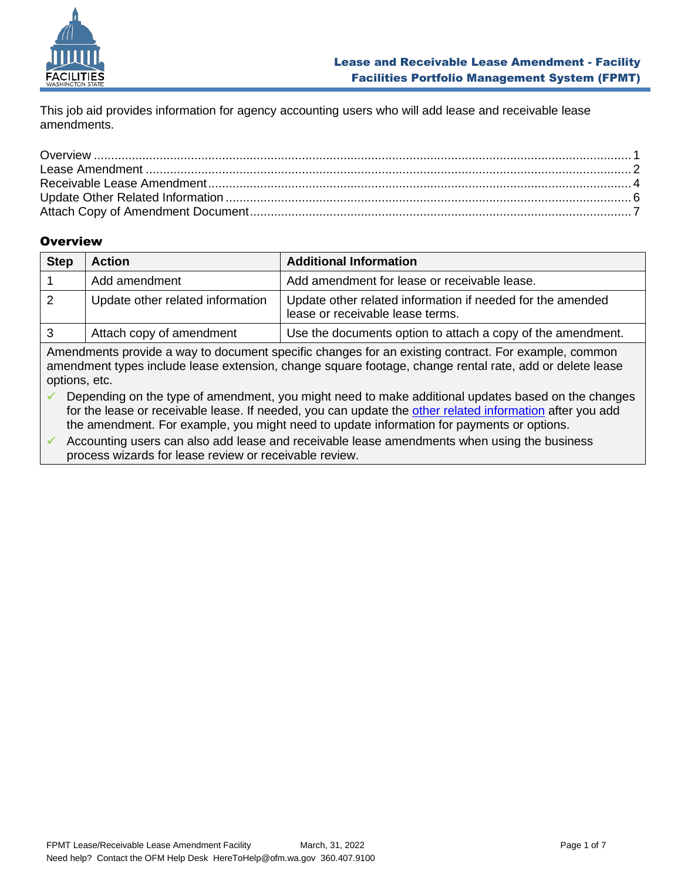# Lease and Receivable Lease Amendment - Facility
## Facilities Portfolio Management System (FPMT)

This job aid provides information for agency accounting users who will add lease and receivable lease amendments.

Overview ........................................................................................................................................ 1
Lease Amendment ........................................................................................................................ 2
Receivable Lease Amendment ...................................................................................................... 4
Update Other Related Information ................................................................................................ 6
Attach Copy of Amendment Document .......................................................................................... 7

### Overview

| Step | Action | Additional Information |
|---|---|---|
| 1 | Add amendment | Add amendment for lease or receivable lease. |
| 2 | Update other related information | Update other related information if needed for the amended lease or receivable lease terms. |
| 3 | Attach copy of amendment | Use the documents option to attach a copy of the amendment. |

Amendments provide a way to document specific changes for an existing contract. For example, common amendment types include lease extension, change square footage, change rental rate, add or delete lease options, etc.

- ✓ Depending on the type of amendment, you might need to make additional updates based on the changes for the lease or receivable lease. If needed, you can update the other related information after you add the amendment. For example, you might need to update information for payments or options.
- ✓ Accounting users can also add lease and receivable lease amendments when using the business process wizards for lease review or receivable review.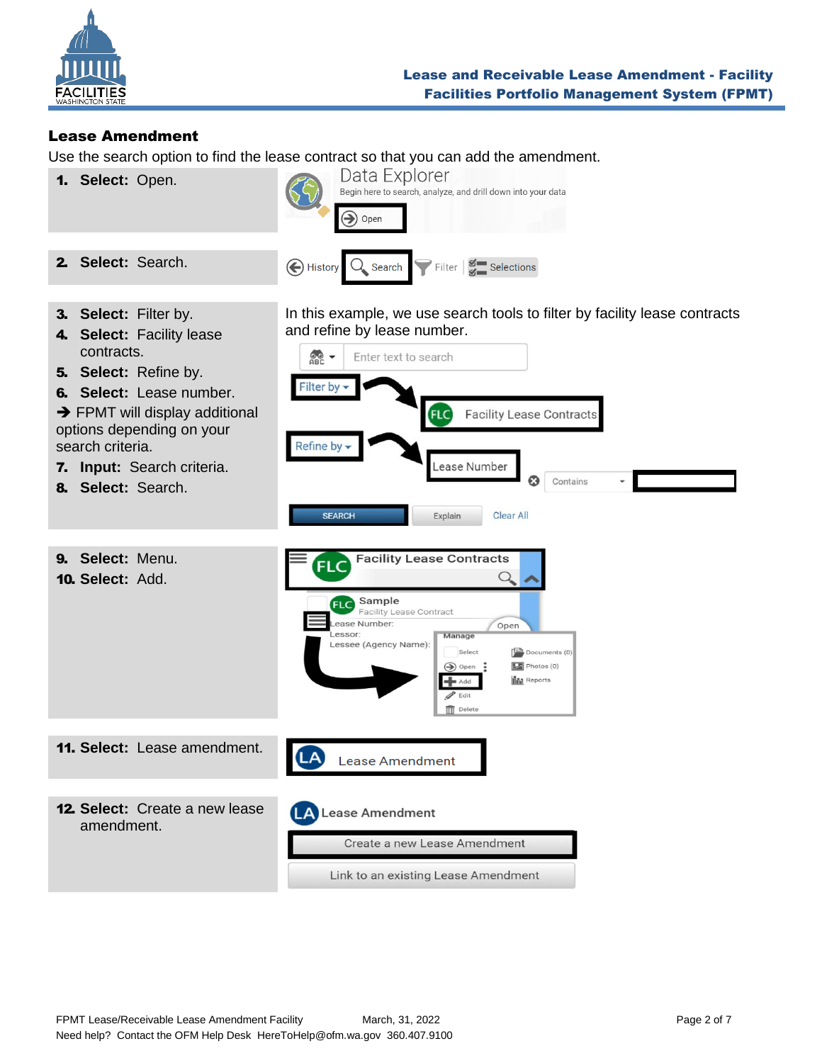## Lease Amendment

Use the search option to find the lease contract so that you can add the amendment.

1. **Select:** Open.

2. **Select:** Search.

3. **Select:** Filter by.
4. **Select:** Facility lease contracts.
5. **Select:** Refine by.
6. **Select:** Lease number.

➔ FPMT will display additional options depending on your search criteria.

7. **Input:** Search criteria.
8. **Select:** Search.

In this example, we use search tools to filter by facility lease contracts and refine by lease number.

9. **Select:** Menu.
10. **Select:** Add.

11. **Select:** Lease amendment.

12. **Select:** Create a new lease amendment.

FPMT Lease/Receivable Lease Amendment Facility March, 31, 2022

Need help? Contact the OFM Help Desk HereToHelp@ofm.wa.gov 360.407.9100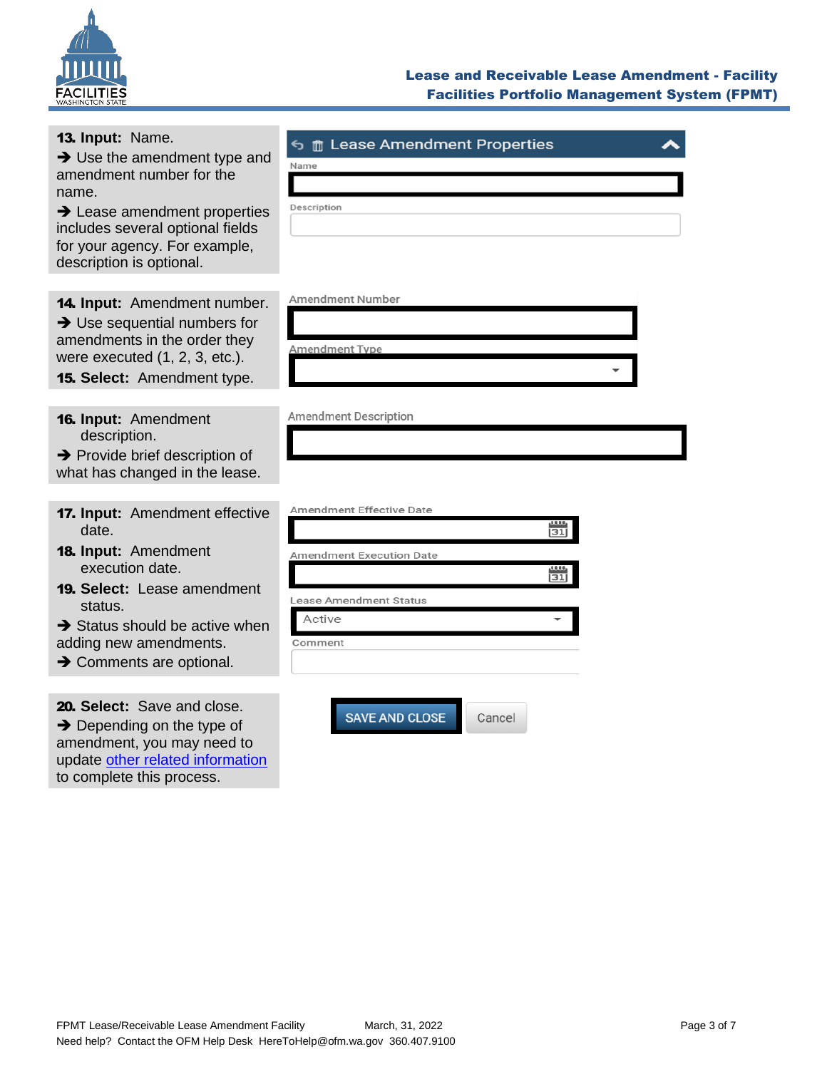**13. Input:** Name.

➔ Use the amendment type and amendment number for the name.

➔ Lease amendment properties includes several optional fields for your agency. For example, description is optional.

Lease Amendment Properties

Name

Description

**14. Input:** Amendment number.

➔ Use sequential numbers for amendments in the order they were executed (1, 2, 3, etc.).

**15. Select:** Amendment type.

Amendment Number

Amendment Type

**16. Input:** Amendment description.

➔ Provide brief description of what has changed in the lease.

Amendment Description

**17. Input:** Amendment effective date.

**18. Input:** Amendment execution date.

**19. Select:** Lease amendment status.

➔ Status should be active when adding new amendments.

➔ Comments are optional.

Amendment Effective Date

Amendment Execution Date

Lease Amendment Status

Active

Comment

**20. Select:** Save and close.

➔ Depending on the type of amendment, you may need to update other related information to complete this process.

SAVE AND CLOSE    Cancel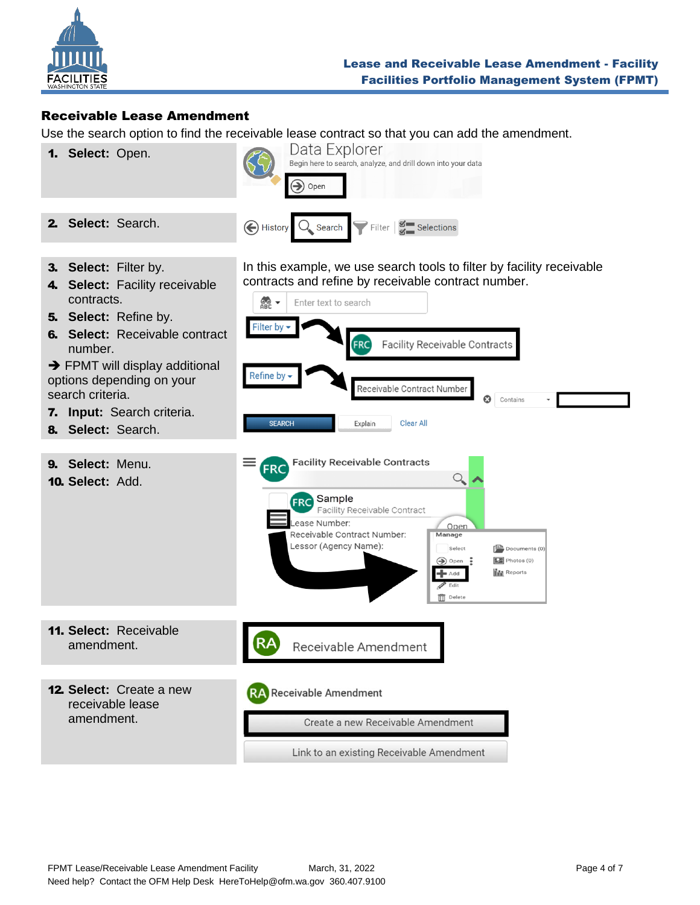## Receivable Lease Amendment

Use the search option to find the receivable lease contract so that you can add the amendment.

1. **Select:** Open.

2. **Select:** Search.

3. **Select:** Filter by.
4. **Select:** Facility receivable contracts.
5. **Select:** Refine by.
6. **Select:** Receivable contract number.

➔ FPMT will display additional options depending on your search criteria.

7. **Input:** Search criteria.
8. **Select:** Search.

In this example, we use search tools to filter by facility receivable contracts and refine by receivable contract number.

9. **Select:** Menu.
10. **Select:** Add.

11. **Select:** Receivable amendment.

12. **Select:** Create a new receivable lease amendment.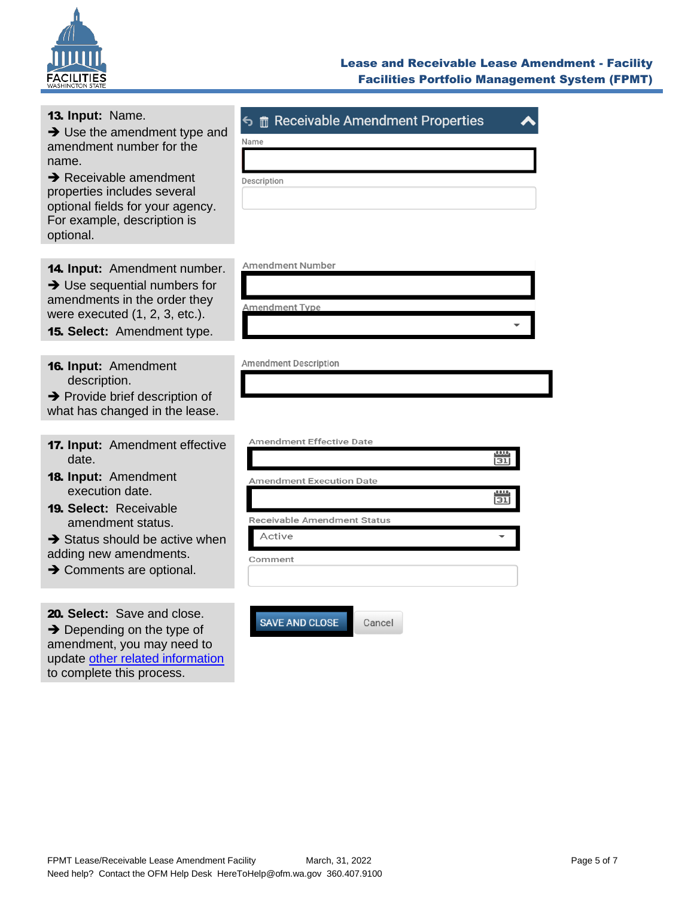**13. Input:** Name.

➔ Use the amendment type and amendment number for the name.

➔ Receivable amendment properties includes several optional fields for your agency. For example, description is optional.

Receivable Amendment Properties

Name

Description

**14. Input:** Amendment number.

➔ Use sequential numbers for amendments in the order they were executed (1, 2, 3, etc.).

**15. Select:** Amendment type.

Amendment Number

Amendment Type

**16. Input:** Amendment description.

➔ Provide brief description of what has changed in the lease.

Amendment Description

**17. Input:** Amendment effective date.

**18. Input:** Amendment execution date.

**19. Select:** Receivable amendment status.

➔ Status should be active when adding new amendments.

➔ Comments are optional.

Amendment Effective Date

Amendment Execution Date

Receivable Amendment Status

Active

Comment

**20. Select:** Save and close.

➔ Depending on the type of amendment, you may need to update other related information to complete this process.

SAVE AND CLOSE

Cancel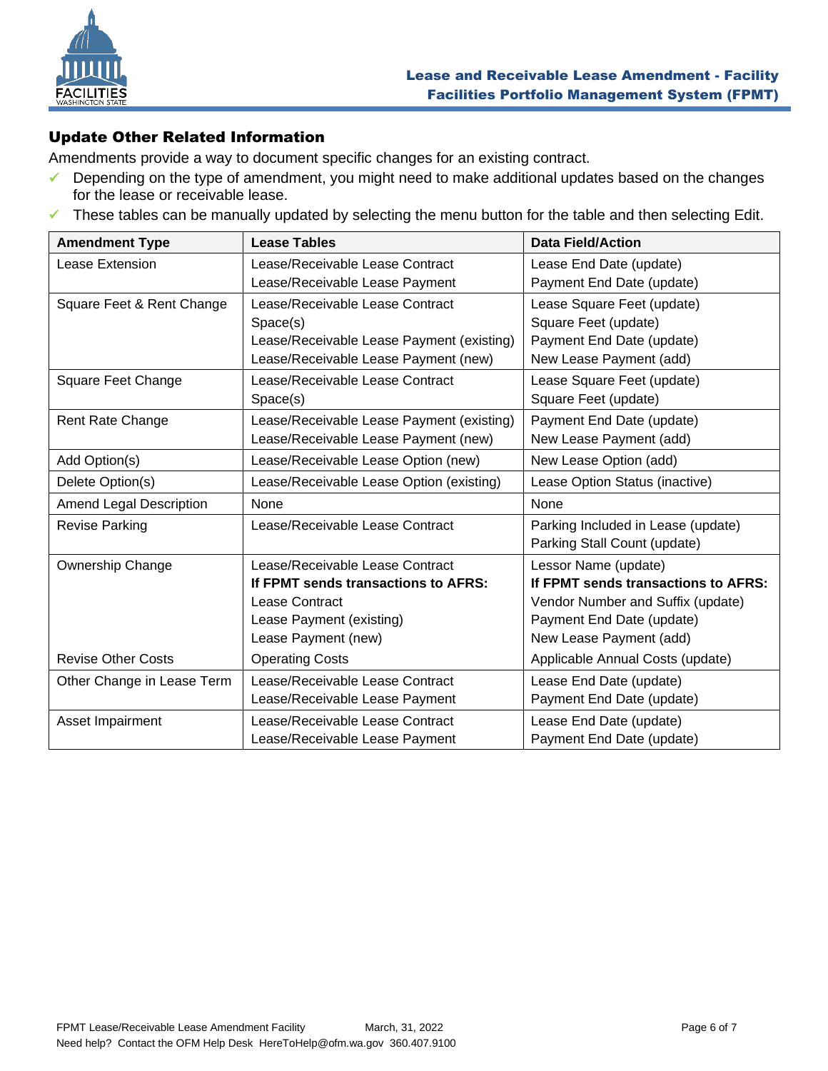## Update Other Related Information

Amendments provide a way to document specific changes for an existing contract.

- ✓ Depending on the type of amendment, you might need to make additional updates based on the changes for the lease or receivable lease.
- ✓ These tables can be manually updated by selecting the menu button for the table and then selecting Edit.

| Amendment Type | Lease Tables | Data Field/Action |
|---|---|---|
| Lease Extension | Lease/Receivable Lease Contract<br>Lease/Receivable Lease Payment | Lease End Date (update)<br>Payment End Date (update) |
| Square Feet & Rent Change | Lease/Receivable Lease Contract<br>Space(s)<br>Lease/Receivable Lease Payment (existing)<br>Lease/Receivable Lease Payment (new) | Lease Square Feet (update)<br>Square Feet (update)<br>Payment End Date (update)<br>New Lease Payment (add) |
| Square Feet Change | Lease/Receivable Lease Contract<br>Space(s) | Lease Square Feet (update)<br>Square Feet (update) |
| Rent Rate Change | Lease/Receivable Lease Payment (existing)<br>Lease/Receivable Lease Payment (new) | Payment End Date (update)<br>New Lease Payment (add) |
| Add Option(s) | Lease/Receivable Lease Option (new) | New Lease Option (add) |
| Delete Option(s) | Lease/Receivable Lease Option (existing) | Lease Option Status (inactive) |
| Amend Legal Description | None | None |
| Revise Parking | Lease/Receivable Lease Contract | Parking Included in Lease (update)<br>Parking Stall Count (update) |
| Ownership Change | Lease/Receivable Lease Contract<br>**If FPMT sends transactions to AFRS:**<br>Lease Contract<br>Lease Payment (existing)<br>Lease Payment (new) | Lessor Name (update)<br>**If FPMT sends transactions to AFRS:**<br>Vendor Number and Suffix (update)<br>Payment End Date (update)<br>New Lease Payment (add) |
| Revise Other Costs | Operating Costs | Applicable Annual Costs (update) |
| Other Change in Lease Term | Lease/Receivable Lease Contract<br>Lease/Receivable Lease Payment | Lease End Date (update)<br>Payment End Date (update) |
| Asset Impairment | Lease/Receivable Lease Contract<br>Lease/Receivable Lease Payment | Lease End Date (update)<br>Payment End Date (update) |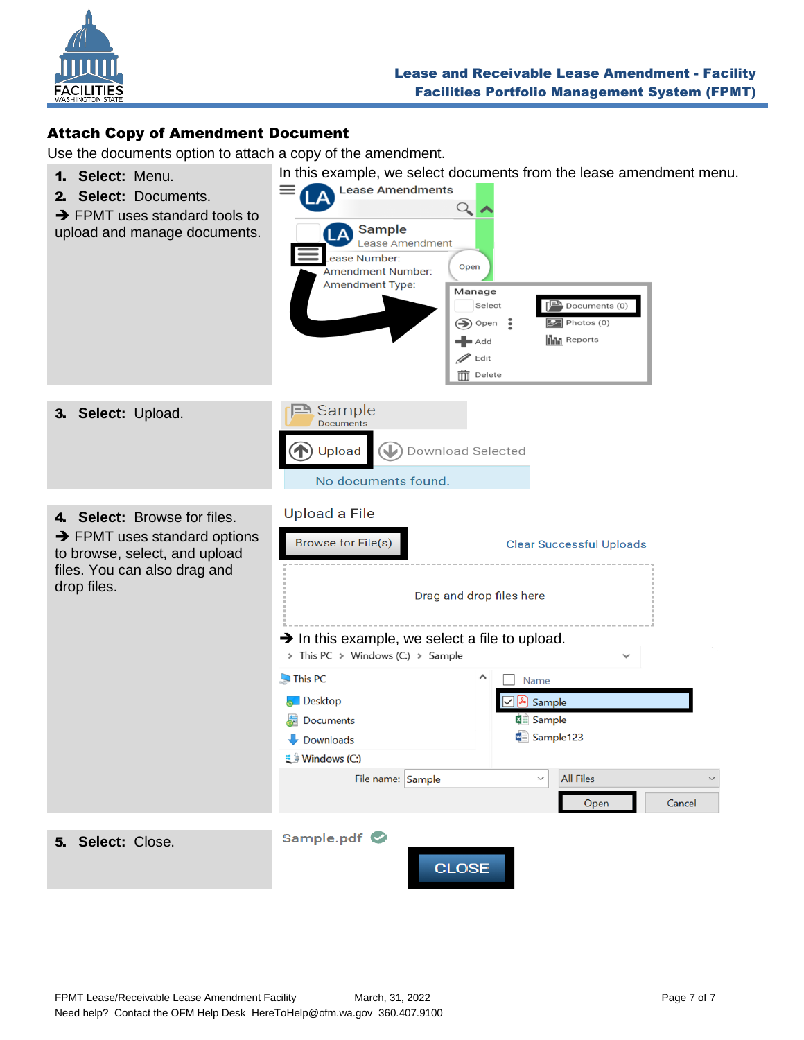## Attach Copy of Amendment Document

Use the documents option to attach a copy of the amendment.

1. **Select:** Menu.
2. **Select:** Documents.

➔ FPMT uses standard tools to upload and manage documents.

In this example, we select documents from the lease amendment menu.

3. **Select:** Upload.

4. **Select:** Browse for files.

➔ FPMT uses standard options to browse, select, and upload files. You can also drag and drop files.

➔ In this example, we select a file to upload.

5. **Select:** Close.

FPMT Lease/Receivable Lease Amendment Facility March, 31, 2022

Need help? Contact the OFM Help Desk HereToHelp@ofm.wa.gov 360.407.9100